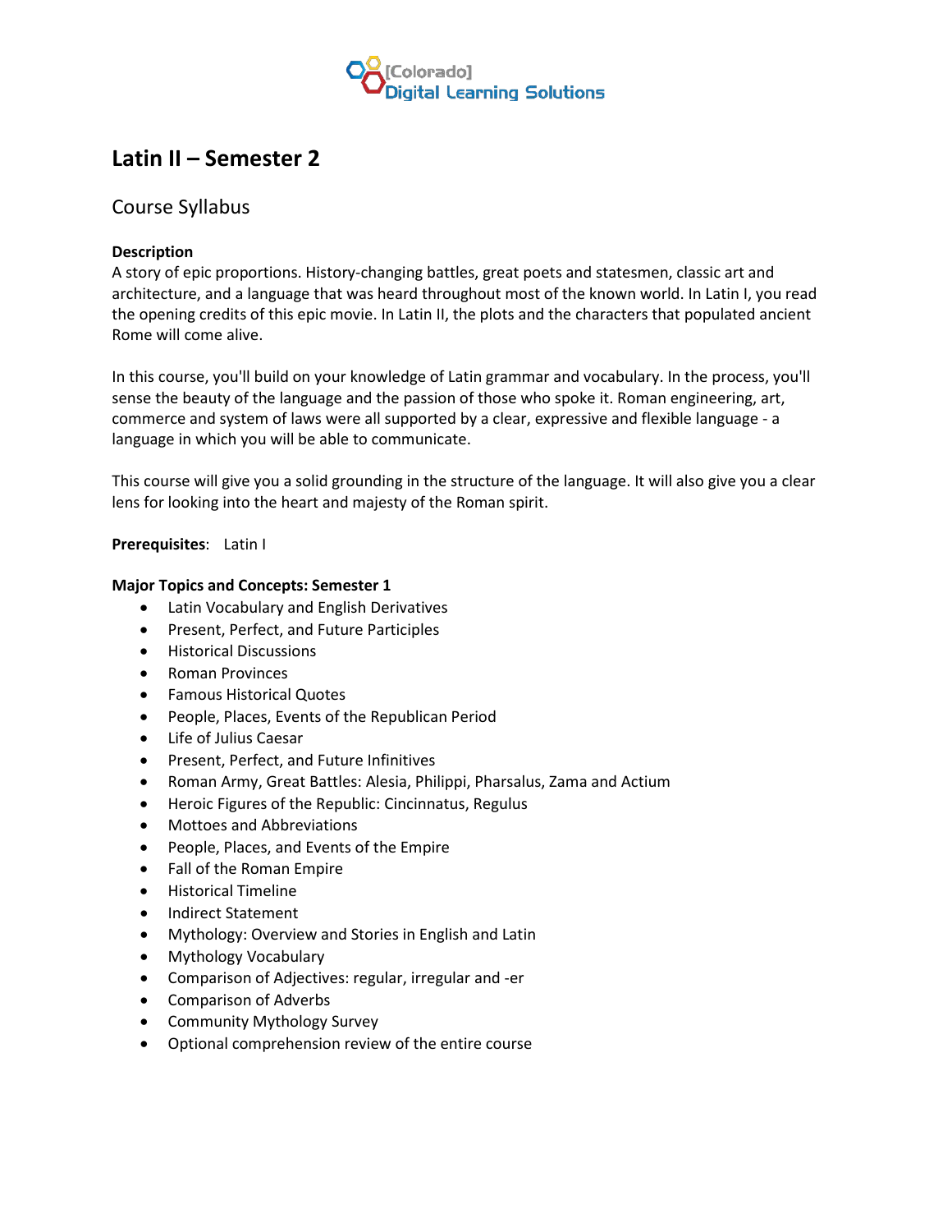[Colorado] Digital Learning Solutions

# Latin II – Semester 2

## Course Syllabus

**Description**

A story of epic proportions. History-changing battles, great poets and statesmen, classic art and architecture, and a language that was heard throughout most of the known world. In Latin I, you read the opening credits of this epic movie. In Latin II, the plots and the characters that populated ancient Rome will come alive.

In this course, you'll build on your knowledge of Latin grammar and vocabulary. In the process, you'll sense the beauty of the language and the passion of those who spoke it. Roman engineering, art, commerce and system of laws were all supported by a clear, expressive and flexible language - a language in which you will be able to communicate.

This course will give you a solid grounding in the structure of the language. It will also give you a clear lens for looking into the heart and majesty of the Roman spirit.

**Prerequisites**: Latin I

**Major Topics and Concepts: Semester 1**

- Latin Vocabulary and English Derivatives
- Present, Perfect, and Future Participles
- Historical Discussions
- Roman Provinces
- Famous Historical Quotes
- People, Places, Events of the Republican Period
- Life of Julius Caesar
- Present, Perfect, and Future Infinitives
- Roman Army, Great Battles: Alesia, Philippi, Pharsalus, Zama and Actium
- Heroic Figures of the Republic: Cincinnatus, Regulus
- Mottoes and Abbreviations
- People, Places, and Events of the Empire
- Fall of the Roman Empire
- Historical Timeline
- Indirect Statement
- Mythology: Overview and Stories in English and Latin
- Mythology Vocabulary
- Comparison of Adjectives: regular, irregular and -er
- Comparison of Adverbs
- Community Mythology Survey
- Optional comprehension review of the entire course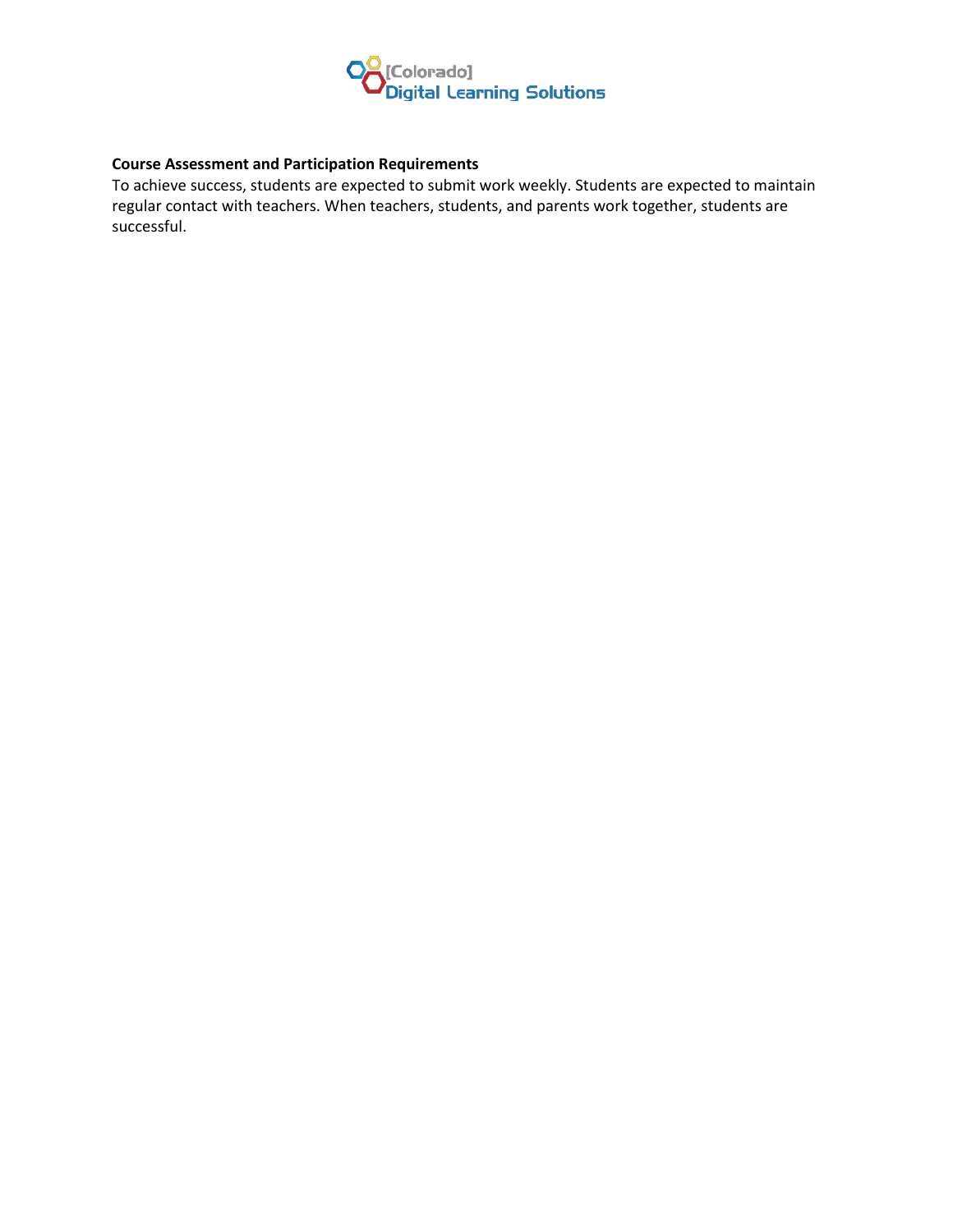**Course Assessment and Participation Requirements**

To achieve success, students are expected to submit work weekly. Students are expected to maintain regular contact with teachers. When teachers, students, and parents work together, students are successful.